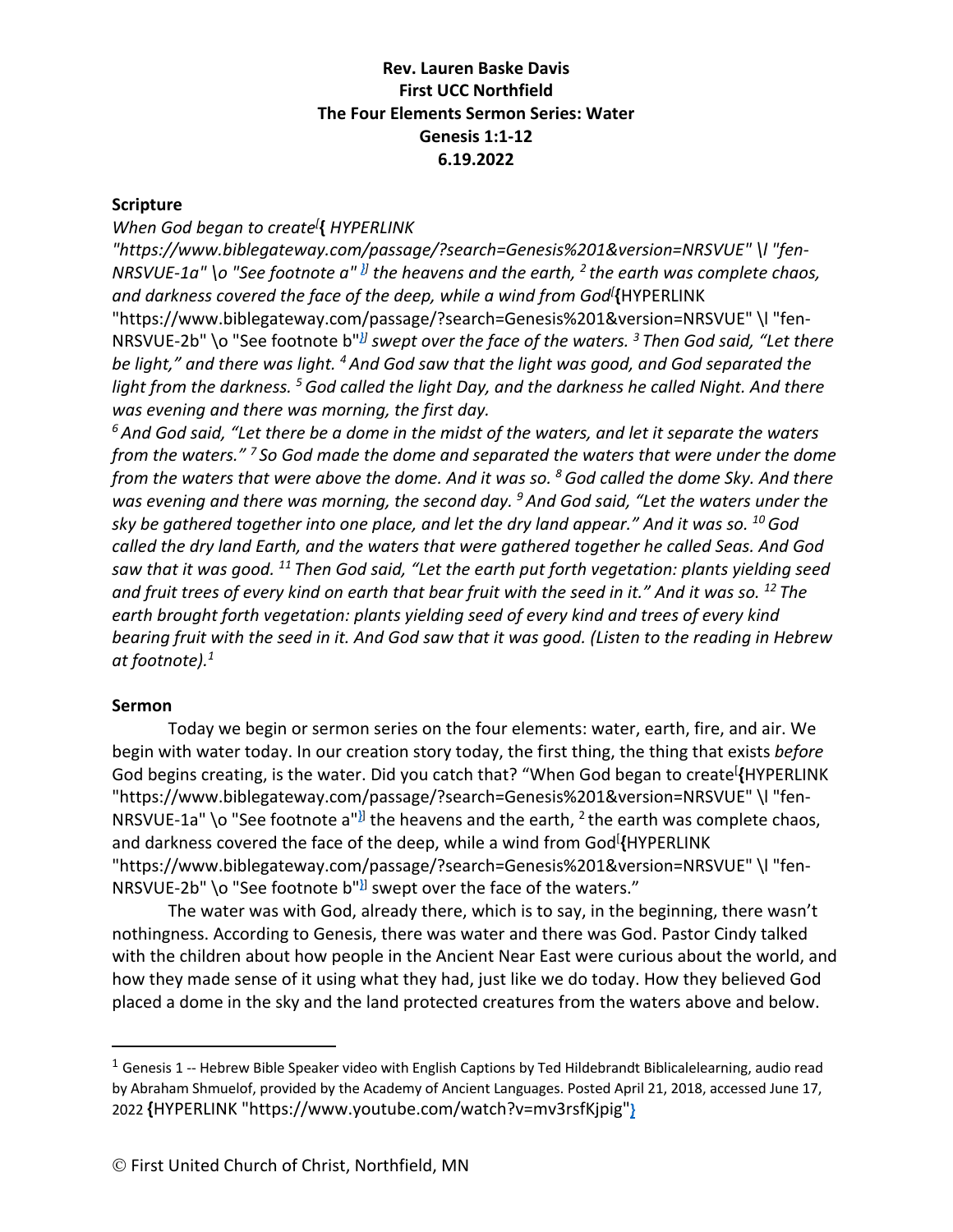**Rev. Lauren Baske Davis**
**First UCC Northfield**
**The Four Elements Sermon Series: Water**
**Genesis 1:1-12**
**6.19.2022**

**Scripture**

*When God began to create[{ HYPERLINK "https://www.biblegateway.com/passage/?search=Genesis%201&version=NRSVUE" \l "fen-NRSVUE-1a" \o "See footnote a" }] the heavens and the earth, [2] the earth was complete chaos, and darkness covered the face of the deep, while a wind from God[{HYPERLINK "https://www.biblegateway.com/passage/?search=Genesis%201&version=NRSVUE" \l "fen-NRSVUE-2b" \o "See footnote b"}] swept over the face of the waters. [3] Then God said, "Let there be light," and there was light. [4] And God saw that the light was good, and God separated the light from the darkness. [5] God called the light Day, and the darkness he called Night. And there was evening and there was morning, the first day.*

*[6] And God said, "Let there be a dome in the midst of the waters, and let it separate the waters from the waters." [7] So God made the dome and separated the waters that were under the dome from the waters that were above the dome. And it was so. [8] God called the dome Sky. And there was evening and there was morning, the second day. [9] And God said, "Let the waters under the sky be gathered together into one place, and let the dry land appear." And it was so. [10] God called the dry land Earth, and the waters that were gathered together he called Seas. And God saw that it was good. [11] Then God said, "Let the earth put forth vegetation: plants yielding seed and fruit trees of every kind on earth that bear fruit with the seed in it." And it was so. [12] The earth brought forth vegetation: plants yielding seed of every kind and trees of every kind bearing fruit with the seed in it. And God saw that it was good. (Listen to the reading in Hebrew at footnote).[1]*

**Sermon**

Today we begin or sermon series on the four elements: water, earth, fire, and air. We begin with water today. In our creation story today, the first thing, the thing that exists *before* God begins creating, is the water. Did you catch that? "When God began to create[{HYPERLINK "https://www.biblegateway.com/passage/?search=Genesis%201&version=NRSVUE" \l "fen-NRSVUE-1a" \o "See footnote a"}] the heavens and the earth, [2] the earth was complete chaos, and darkness covered the face of the deep, while a wind from God[{HYPERLINK "https://www.biblegateway.com/passage/?search=Genesis%201&version=NRSVUE" \l "fen-NRSVUE-2b" \o "See footnote b"}] swept over the face of the waters."

The water was with God, already there, which is to say, in the beginning, there wasn't nothingness. According to Genesis, there was water and there was God. Pastor Cindy talked with the children about how people in the Ancient Near East were curious about the world, and how they made sense of it using what they had, just like we do today. How they believed God placed a dome in the sky and the land protected creatures from the waters above and below.

---

[1] Genesis 1 -- Hebrew Bible Speaker video with English Captions by Ted Hildebrandt Biblicalelearning, audio read by Abraham Shmuelof, provided by the Academy of Ancient Languages. Posted April 21, 2018, accessed June 17, 2022 {HYPERLINK "https://www.youtube.com/watch?v=mv3rsfKjpig"}

© First United Church of Christ, Northfield, MN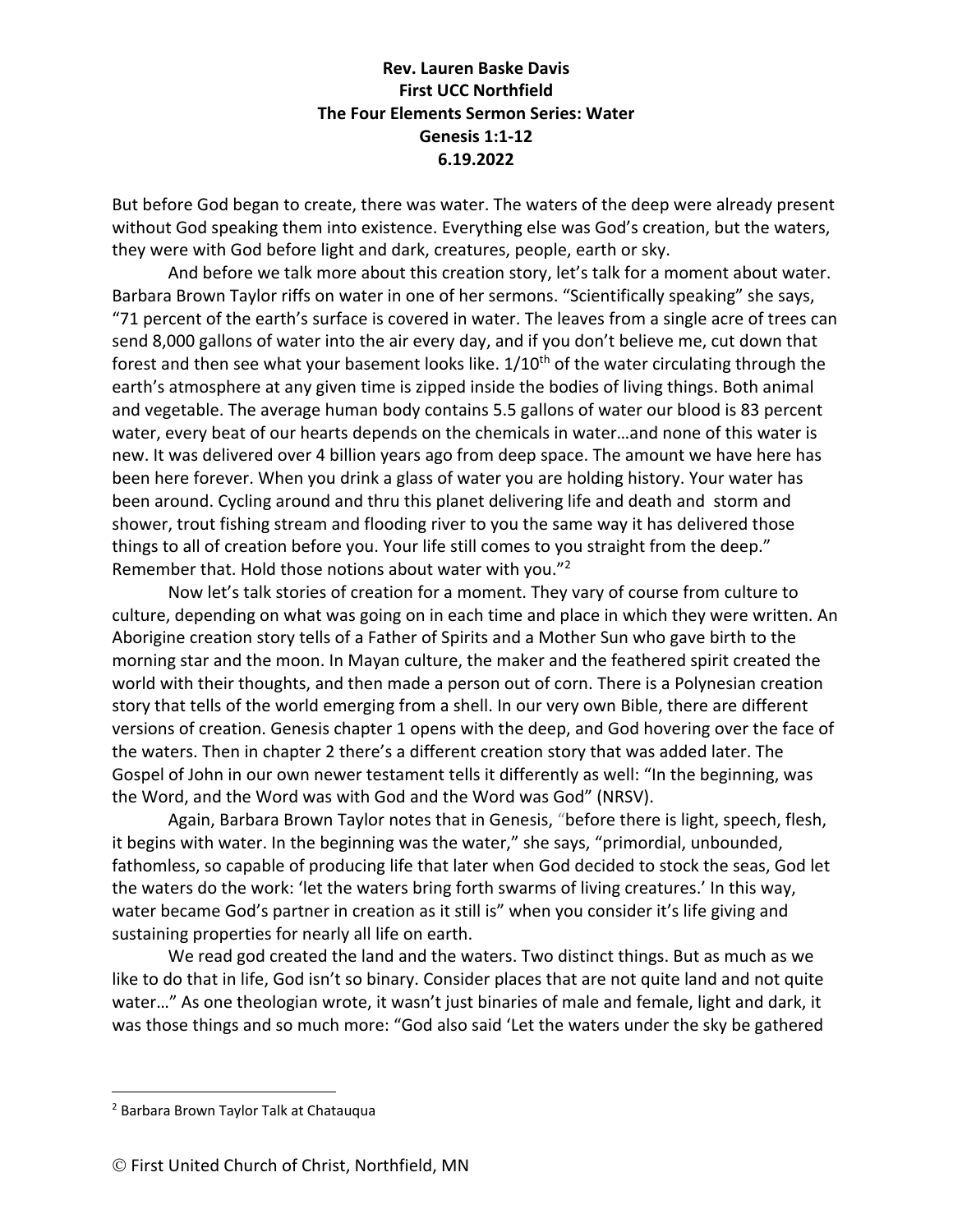**Rev. Lauren Baske Davis**
**First UCC Northfield**
**The Four Elements Sermon Series: Water**
**Genesis 1:1-12**
**6.19.2022**

But before God began to create, there was water. The waters of the deep were already present without God speaking them into existence. Everything else was God's creation, but the waters, they were with God before light and dark, creatures, people, earth or sky.

And before we talk more about this creation story, let's talk for a moment about water. Barbara Brown Taylor riffs on water in one of her sermons. "Scientifically speaking" she says, "71 percent of the earth's surface is covered in water. The leaves from a single acre of trees can send 8,000 gallons of water into the air every day, and if you don't believe me, cut down that forest and then see what your basement looks like. $1/10^{th}$ of the water circulating through the earth's atmosphere at any given time is zipped inside the bodies of living things. Both animal and vegetable. The average human body contains 5.5 gallons of water our blood is 83 percent water, every beat of our hearts depends on the chemicals in water…and none of this water is new. It was delivered over 4 billion years ago from deep space. The amount we have here has been here forever. When you drink a glass of water you are holding history. Your water has been around. Cycling around and thru this planet delivering life and death and storm and shower, trout fishing stream and flooding river to you the same way it has delivered those things to all of creation before you. Your life still comes to you straight from the deep." Remember that. Hold those notions about water with you."[2]

Now let's talk stories of creation for a moment. They vary of course from culture to culture, depending on what was going on in each time and place in which they were written. An Aborigine creation story tells of a Father of Spirits and a Mother Sun who gave birth to the morning star and the moon. In Mayan culture, the maker and the feathered spirit created the world with their thoughts, and then made a person out of corn. There is a Polynesian creation story that tells of the world emerging from a shell. In our very own Bible, there are different versions of creation. Genesis chapter 1 opens with the deep, and God hovering over the face of the waters. Then in chapter 2 there's a different creation story that was added later. The Gospel of John in our own newer testament tells it differently as well: "In the beginning, was the Word, and the Word was with God and the Word was God" (NRSV).

Again, Barbara Brown Taylor notes that in Genesis, "before there is light, speech, flesh, it begins with water. In the beginning was the water," she says, "primordial, unbounded, fathomless, so capable of producing life that later when God decided to stock the seas, God let the waters do the work: 'let the waters bring forth swarms of living creatures.' In this way, water became God's partner in creation as it still is" when you consider it's life giving and sustaining properties for nearly all life on earth.

We read god created the land and the waters. Two distinct things. But as much as we like to do that in life, God isn't so binary. Consider places that are not quite land and not quite water…" As one theologian wrote, it wasn't just binaries of male and female, light and dark, it was those things and so much more: "God also said 'Let the waters under the sky be gathered

---

[2] Barbara Brown Taylor Talk at Chatauqua

© First United Church of Christ, Northfield, MN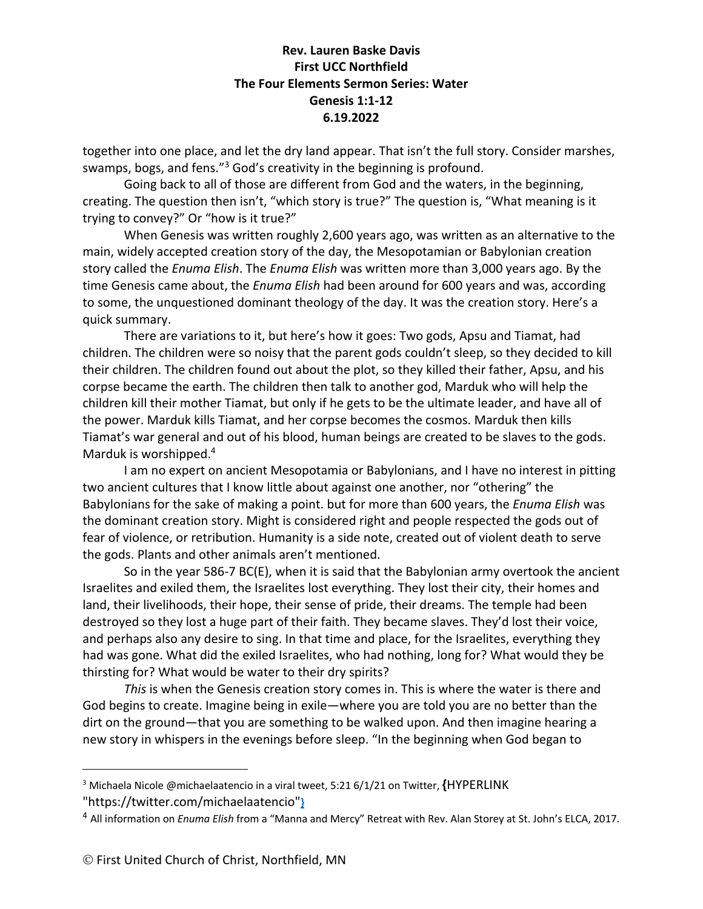together into one place, and let the dry land appear. That isn't the full story. Consider marshes, swamps, bogs, and fens."[3] God's creativity in the beginning is profound.

Going back to all of those are different from God and the waters, in the beginning, creating. The question then isn't, "which story is true?" The question is, "What meaning is it trying to convey?" Or "how is it true?"

When Genesis was written roughly 2,600 years ago, was written as an alternative to the main, widely accepted creation story of the day, the Mesopotamian or Babylonian creation story called the *Enuma Elish*. The *Enuma Elish* was written more than 3,000 years ago. By the time Genesis came about, the *Enuma Elish* had been around for 600 years and was, according to some, the unquestioned dominant theology of the day. It was the creation story. Here's a quick summary.

There are variations to it, but here's how it goes: Two gods, Apsu and Tiamat, had children. The children were so noisy that the parent gods couldn't sleep, so they decided to kill their children. The children found out about the plot, so they killed their father, Apsu, and his corpse became the earth. The children then talk to another god, Marduk who will help the children kill their mother Tiamat, but only if he gets to be the ultimate leader, and have all of the power. Marduk kills Tiamat, and her corpse becomes the cosmos. Marduk then kills Tiamat's war general and out of his blood, human beings are created to be slaves to the gods. Marduk is worshipped.[4]

I am no expert on ancient Mesopotamia or Babylonians, and I have no interest in pitting two ancient cultures that I know little about against one another, nor "othering" the Babylonians for the sake of making a point. but for more than 600 years, the *Enuma Elish* was the dominant creation story. Might is considered right and people respected the gods out of fear of violence, or retribution. Humanity is a side note, created out of violent death to serve the gods. Plants and other animals aren't mentioned.

So in the year 586-7 BC(E), when it is said that the Babylonian army overtook the ancient Israelites and exiled them, the Israelites lost everything. They lost their city, their homes and land, their livelihoods, their hope, their sense of pride, their dreams. The temple had been destroyed so they lost a huge part of their faith. They became slaves. They'd lost their voice, and perhaps also any desire to sing. In that time and place, for the Israelites, everything they had was gone. What did the exiled Israelites, who had nothing, long for? What would they be thirsting for? What would be water to their dry spirits?

*This* is when the Genesis creation story comes in. This is where the water is there and God begins to create. Imagine being in exile—where you are told you are no better than the dirt on the ground—that you are something to be walked upon. And then imagine hearing a new story in whispers in the evenings before sleep. "In the beginning when God began to

---

[3] Michaela Nicole @michaelaatencio in a viral tweet, 5:21 6/1/21 on Twitter, {HYPERLINK "https://twitter.com/michaelaatencio"}

[4] All information on *Enuma Elish* from a "Manna and Mercy" Retreat with Rev. Alan Storey at St. John's ELCA, 2017.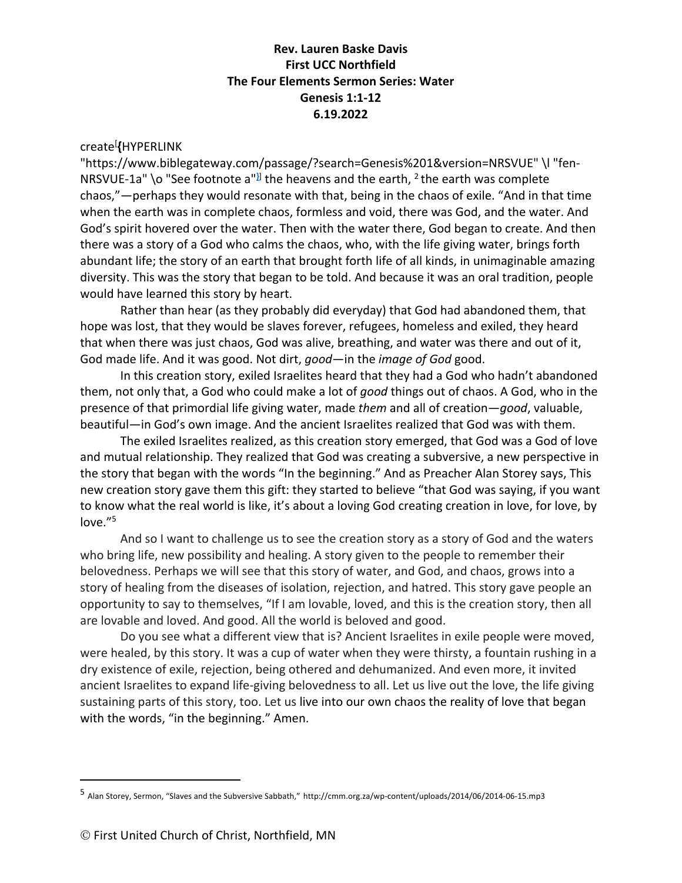**Rev. Lauren Baske Davis**
**First UCC Northfield**
**The Four Elements Sermon Series: Water**
**Genesis 1:1-12**
**6.19.2022**

create[{HYPERLINK "https://www.biblegateway.com/passage/?search=Genesis%201&version=NRSVUE" \l "fen-NRSVUE-1a" \o "See footnote a"}] the heavens and the earth, [2] the earth was complete chaos,"—perhaps they would resonate with that, being in the chaos of exile. "And in that time when the earth was in complete chaos, formless and void, there was God, and the water. And God's spirit hovered over the water. Then with the water there, God began to create. And then there was a story of a God who calms the chaos, who, with the life giving water, brings forth abundant life; the story of an earth that brought forth life of all kinds, in unimaginable amazing diversity. This was the story that began to be told. And because it was an oral tradition, people would have learned this story by heart.

Rather than hear (as they probably did everyday) that God had abandoned them, that hope was lost, that they would be slaves forever, refugees, homeless and exiled, they heard that when there was just chaos, God was alive, breathing, and water was there and out of it, God made life. And it was good. Not dirt, *good*—in the *image of God* good.

In this creation story, exiled Israelites heard that they had a God who hadn't abandoned them, not only that, a God who could make a lot of *good* things out of chaos. A God, who in the presence of that primordial life giving water, made *them* and all of creation—*good*, valuable, beautiful—in God's own image. And the ancient Israelites realized that God was with them.

The exiled Israelites realized, as this creation story emerged, that God was a God of love and mutual relationship. They realized that God was creating a subversive, a new perspective in the story that began with the words "In the beginning." And as Preacher Alan Storey says, This new creation story gave them this gift: they started to believe "that God was saying, if you want to know what the real world is like, it's about a loving God creating creation in love, for love, by love."[5]

And so I want to challenge us to see the creation story as a story of God and the waters who bring life, new possibility and healing. A story given to the people to remember their belovedness. Perhaps we will see that this story of water, and God, and chaos, grows into a story of healing from the diseases of isolation, rejection, and hatred. This story gave people an opportunity to say to themselves, "If I am lovable, loved, and this is the creation story, then all are lovable and loved. And good. All the world is beloved and good.

Do you see what a different view that is? Ancient Israelites in exile people were moved, were healed, by this story. It was a cup of water when they were thirsty, a fountain rushing in a dry existence of exile, rejection, being othered and dehumanized. And even more, it invited ancient Israelites to expand life-giving belovedness to all. Let us live out the love, the life giving sustaining parts of this story, too. Let us live into our own chaos the reality of love that began with the words, "in the beginning." Amen.

---

[5] Alan Storey, Sermon, "Slaves and the Subversive Sabbath," http://cmm.org.za/wp-content/uploads/2014/06/2014-06-15.mp3

© First United Church of Christ, Northfield, MN